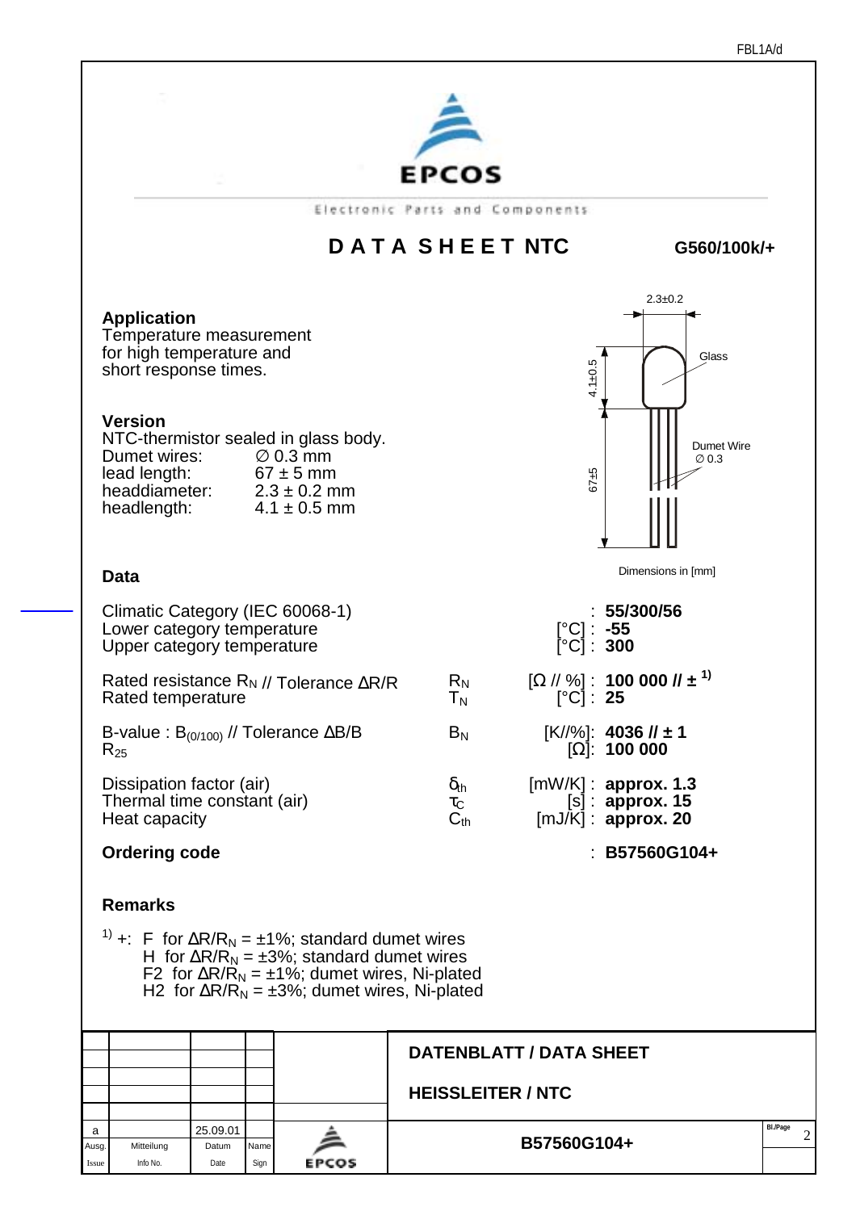EPCOS

Electronic Parts and Components

# DATA SHEET NTC

**G560/100k/+**

## Application

Temperature measurement for high temperature and short response times.

## Version

NTC-thermistor sealed in glass body.

| | |
|---|---|
| Dumet wires: | ∅ 0.3 mm |
| lead length: | 67 ± 5 mm |
| headdiameter: | 2.3 ± 0.2 mm |
| headlength: | 4.1 ± 0.5 mm |

2.3±0.2

4.1±0.5

67±5

Glass

Dumet Wire ∅ 0.3

Dimensions in [mm]

## Data

| Parameter | Symbol | Unit | Value |
|---|---|---|---|
| Climatic Category (IEC 60068-1) | | | **55/300/56** |
| Lower category temperature | | [°C] | **-55** |
| Upper category temperature | | [°C] | **300** |
| Rated resistance $R_N$ // Tolerance $\Delta R/R$ | $R_N$ | [Ω // %] | **100 000 // ±** [1)] |
| Rated temperature | $T_N$ | [°C] | **25** |
| B-value : $B_{(0/100)}$ // Tolerance $\Delta B/B$ | $B_N$ | [K//%] | **4036 // ± 1** |
| $R_{25}$ | | [Ω] | **100 000** |
| Dissipation factor (air) | $\delta_{th}$ | [mW/K] | **approx. 1.3** |
| Thermal time constant (air) | $\tau_C$ | [s] | **approx. 15** |
| Heat capacity | $C_{th}$ | [mJ/K] | **approx. 20** |

**Ordering code** : **B57560G104+**

## Remarks

[1)] +: F for $\Delta R/R_N = \pm 1\%$; standard dumet wires
H for $\Delta R/R_N = \pm 3\%$; standard dumet wires
F2 for $\Delta R/R_N = \pm 1\%$; dumet wires, Ni-plated
H2 for $\Delta R/R_N = \pm 3\%$; dumet wires, Ni-plated

| Ausg. / Issue | Mitteilung / Info No. | Datum / Date | Name / Sign |
|---|---|---|---|
| a | | 25.09.01 | |

**DATENBLATT / DATA SHEET**

**HEISSLEITER / NTC**

**B57560G104+**

Bl./Page 2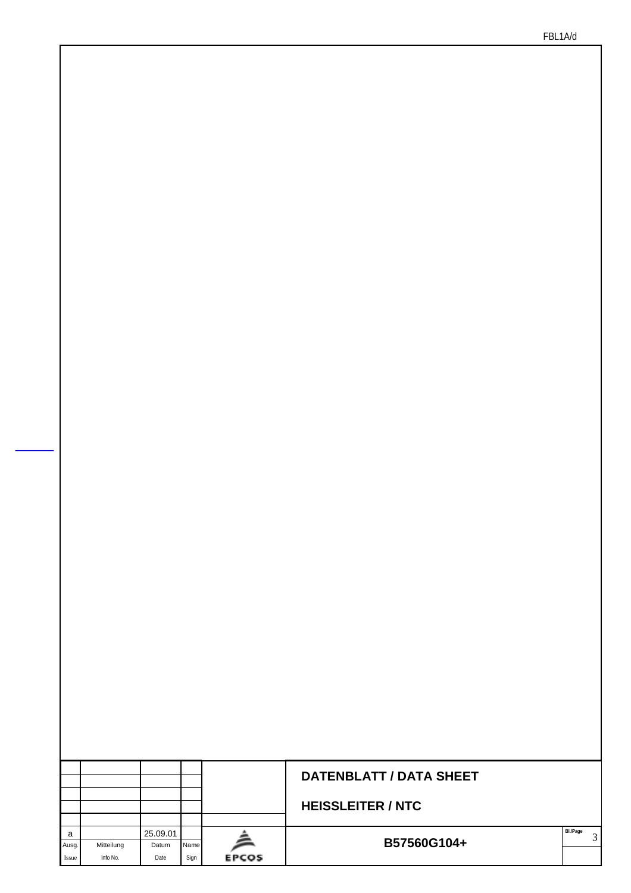| | | | | | DATENBLATT / DATA SHEET | |
|---|---|---|---|---|---|---|
| | | | | | HEISSLEITER / NTC | |
| a | | 25.09.01 | | | | Bl./Page 3 |
| Ausg. Issue | Mitteilung Info No. | Datum Date | Name Sign | EPCOS | B57560G104+ | |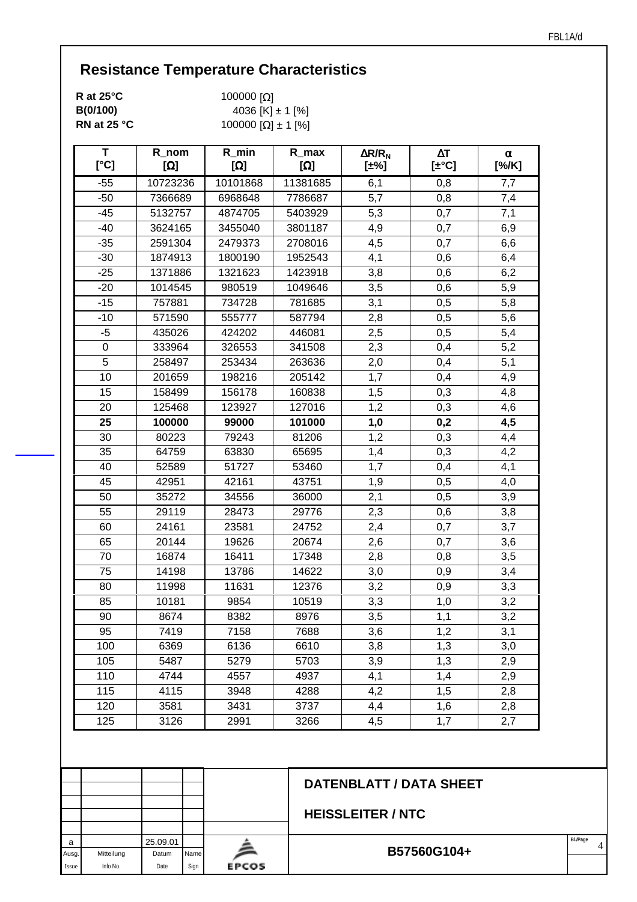## Resistance Temperature Characteristics

**R at 25°C** 100000 [Ω]
**B(0/100)** 4036 [K] ± 1 [%]
**RN at 25 °C** 100000 [Ω] ± 1 [%]

| T [°C] | R_nom [Ω] | R_min [Ω] | R_max [Ω] | $\Delta R/R_N$ [±%] | ΔT [±°C] | α [%/K] |
|---|---|---|---|---|---|---|
| -55 | 10723236 | 10101868 | 11381685 | 6,1 | 0,8 | 7,7 |
| -50 | 7366689 | 6968648 | 7786687 | 5,7 | 0,8 | 7,4 |
| -45 | 5132757 | 4874705 | 5403929 | 5,3 | 0,7 | 7,1 |
| -40 | 3624165 | 3455040 | 3801187 | 4,9 | 0,7 | 6,9 |
| -35 | 2591304 | 2479373 | 2708016 | 4,5 | 0,7 | 6,6 |
| -30 | 1874913 | 1800190 | 1952543 | 4,1 | 0,6 | 6,4 |
| -25 | 1371886 | 1321623 | 1423918 | 3,8 | 0,6 | 6,2 |
| -20 | 1014545 | 980519 | 1049646 | 3,5 | 0,6 | 5,9 |
| -15 | 757881 | 734728 | 781685 | 3,1 | 0,5 | 5,8 |
| -10 | 571590 | 555777 | 587794 | 2,8 | 0,5 | 5,6 |
| -5 | 435026 | 424202 | 446081 | 2,5 | 0,5 | 5,4 |
| 0 | 333964 | 326553 | 341508 | 2,3 | 0,4 | 5,2 |
| 5 | 258497 | 253434 | 263636 | 2,0 | 0,4 | 5,1 |
| 10 | 201659 | 198216 | 205142 | 1,7 | 0,4 | 4,9 |
| 15 | 158499 | 156178 | 160838 | 1,5 | 0,3 | 4,8 |
| 20 | 125468 | 123927 | 127016 | 1,2 | 0,3 | 4,6 |
| **25** | **100000** | **99000** | **101000** | **1,0** | **0,2** | **4,5** |
| 30 | 80223 | 79243 | 81206 | 1,2 | 0,3 | 4,4 |
| 35 | 64759 | 63830 | 65695 | 1,4 | 0,3 | 4,2 |
| 40 | 52589 | 51727 | 53460 | 1,7 | 0,4 | 4,1 |
| 45 | 42951 | 42161 | 43751 | 1,9 | 0,5 | 4,0 |
| 50 | 35272 | 34556 | 36000 | 2,1 | 0,5 | 3,9 |
| 55 | 29119 | 28473 | 29776 | 2,3 | 0,6 | 3,8 |
| 60 | 24161 | 23581 | 24752 | 2,4 | 0,7 | 3,7 |
| 65 | 20144 | 19626 | 20674 | 2,6 | 0,7 | 3,6 |
| 70 | 16874 | 16411 | 17348 | 2,8 | 0,8 | 3,5 |
| 75 | 14198 | 13786 | 14622 | 3,0 | 0,9 | 3,4 |
| 80 | 11998 | 11631 | 12376 | 3,2 | 0,9 | 3,3 |
| 85 | 10181 | 9854 | 10519 | 3,3 | 1,0 | 3,2 |
| 90 | 8674 | 8382 | 8976 | 3,5 | 1,1 | 3,2 |
| 95 | 7419 | 7158 | 7688 | 3,6 | 1,2 | 3,1 |
| 100 | 6369 | 6136 | 6610 | 3,8 | 1,3 | 3,0 |
| 105 | 5487 | 5279 | 5703 | 3,9 | 1,3 | 2,9 |
| 110 | 4744 | 4557 | 4937 | 4,1 | 1,4 | 2,9 |
| 115 | 4115 | 3948 | 4288 | 4,2 | 1,5 | 2,8 |
| 120 | 3581 | 3431 | 3737 | 4,4 | 1,6 | 2,8 |
| 125 | 3126 | 2991 | 3266 | 4,5 | 1,7 | 2,7 |

| Ausg. / Issue | Mitteilung / Info No. | Datum / Date | Name / Sign |
|---|---|---|---|
| a | | 25.09.01 | |

**DATENBLATT / DATA SHEET**

**HEISSLEITER / NTC**

**B57560G104+**

EPCOS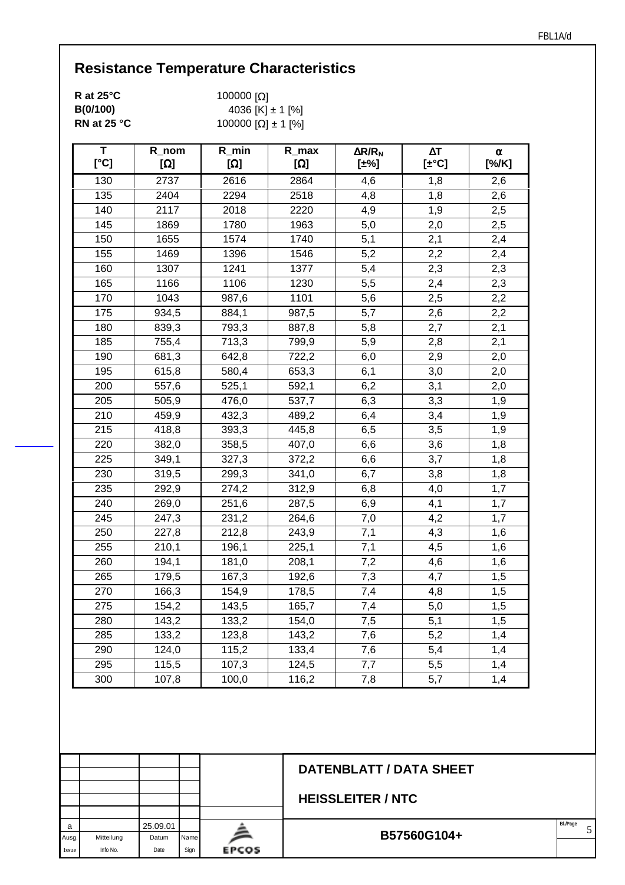# Resistance Temperature Characteristics

**R at 25°C** 100000 [Ω]
**B(0/100)** 4036 [K] ± 1 [%]
**RN at 25 °C** 100000 [Ω] ± 1 [%]

| T [°C] | R_nom [Ω] | R_min [Ω] | R_max [Ω] | $\Delta R/R_N$ [±%] | ΔT [±°C] | α [%/K] |
|---|---|---|---|---|---|---|
| 130 | 2737 | 2616 | 2864 | 4,6 | 1,8 | 2,6 |
| 135 | 2404 | 2294 | 2518 | 4,8 | 1,8 | 2,6 |
| 140 | 2117 | 2018 | 2220 | 4,9 | 1,9 | 2,5 |
| 145 | 1869 | 1780 | 1963 | 5,0 | 2,0 | 2,5 |
| 150 | 1655 | 1574 | 1740 | 5,1 | 2,1 | 2,4 |
| 155 | 1469 | 1396 | 1546 | 5,2 | 2,2 | 2,4 |
| 160 | 1307 | 1241 | 1377 | 5,4 | 2,3 | 2,3 |
| 165 | 1166 | 1106 | 1230 | 5,5 | 2,4 | 2,3 |
| 170 | 1043 | 987,6 | 1101 | 5,6 | 2,5 | 2,2 |
| 175 | 934,5 | 884,1 | 987,5 | 5,7 | 2,6 | 2,2 |
| 180 | 839,3 | 793,3 | 887,8 | 5,8 | 2,7 | 2,1 |
| 185 | 755,4 | 713,3 | 799,9 | 5,9 | 2,8 | 2,1 |
| 190 | 681,3 | 642,8 | 722,2 | 6,0 | 2,9 | 2,0 |
| 195 | 615,8 | 580,4 | 653,3 | 6,1 | 3,0 | 2,0 |
| 200 | 557,6 | 525,1 | 592,1 | 6,2 | 3,1 | 2,0 |
| 205 | 505,9 | 476,0 | 537,7 | 6,3 | 3,3 | 1,9 |
| 210 | 459,9 | 432,3 | 489,2 | 6,4 | 3,4 | 1,9 |
| 215 | 418,8 | 393,3 | 445,8 | 6,5 | 3,5 | 1,9 |
| 220 | 382,0 | 358,5 | 407,0 | 6,6 | 3,6 | 1,8 |
| 225 | 349,1 | 327,3 | 372,2 | 6,6 | 3,7 | 1,8 |
| 230 | 319,5 | 299,3 | 341,0 | 6,7 | 3,8 | 1,8 |
| 235 | 292,9 | 274,2 | 312,9 | 6,8 | 4,0 | 1,7 |
| 240 | 269,0 | 251,6 | 287,5 | 6,9 | 4,1 | 1,7 |
| 245 | 247,3 | 231,2 | 264,6 | 7,0 | 4,2 | 1,7 |
| 250 | 227,8 | 212,8 | 243,9 | 7,1 | 4,3 | 1,6 |
| 255 | 210,1 | 196,1 | 225,1 | 7,1 | 4,5 | 1,6 |
| 260 | 194,1 | 181,0 | 208,1 | 7,2 | 4,6 | 1,6 |
| 265 | 179,5 | 167,3 | 192,6 | 7,3 | 4,7 | 1,5 |
| 270 | 166,3 | 154,9 | 178,5 | 7,4 | 4,8 | 1,5 |
| 275 | 154,2 | 143,5 | 165,7 | 7,4 | 5,0 | 1,5 |
| 280 | 143,2 | 133,2 | 154,0 | 7,5 | 5,1 | 1,5 |
| 285 | 133,2 | 123,8 | 143,2 | 7,6 | 5,2 | 1,4 |
| 290 | 124,0 | 115,2 | 133,4 | 7,6 | 5,4 | 1,4 |
| 295 | 115,5 | 107,3 | 124,5 | 7,7 | 5,5 | 1,4 |
| 300 | 107,8 | 100,0 | 116,2 | 7,8 | 5,7 | 1,4 |

| Ausg. / Issue | Mitteilung / Info No. | Datum / Date | Name / Sign |
|---|---|---|---|
| a | | 25.09.01 | |

**DATENBLATT / DATA SHEET**

**HEISSLEITER / NTC**

**B57560G104+**

EPCOS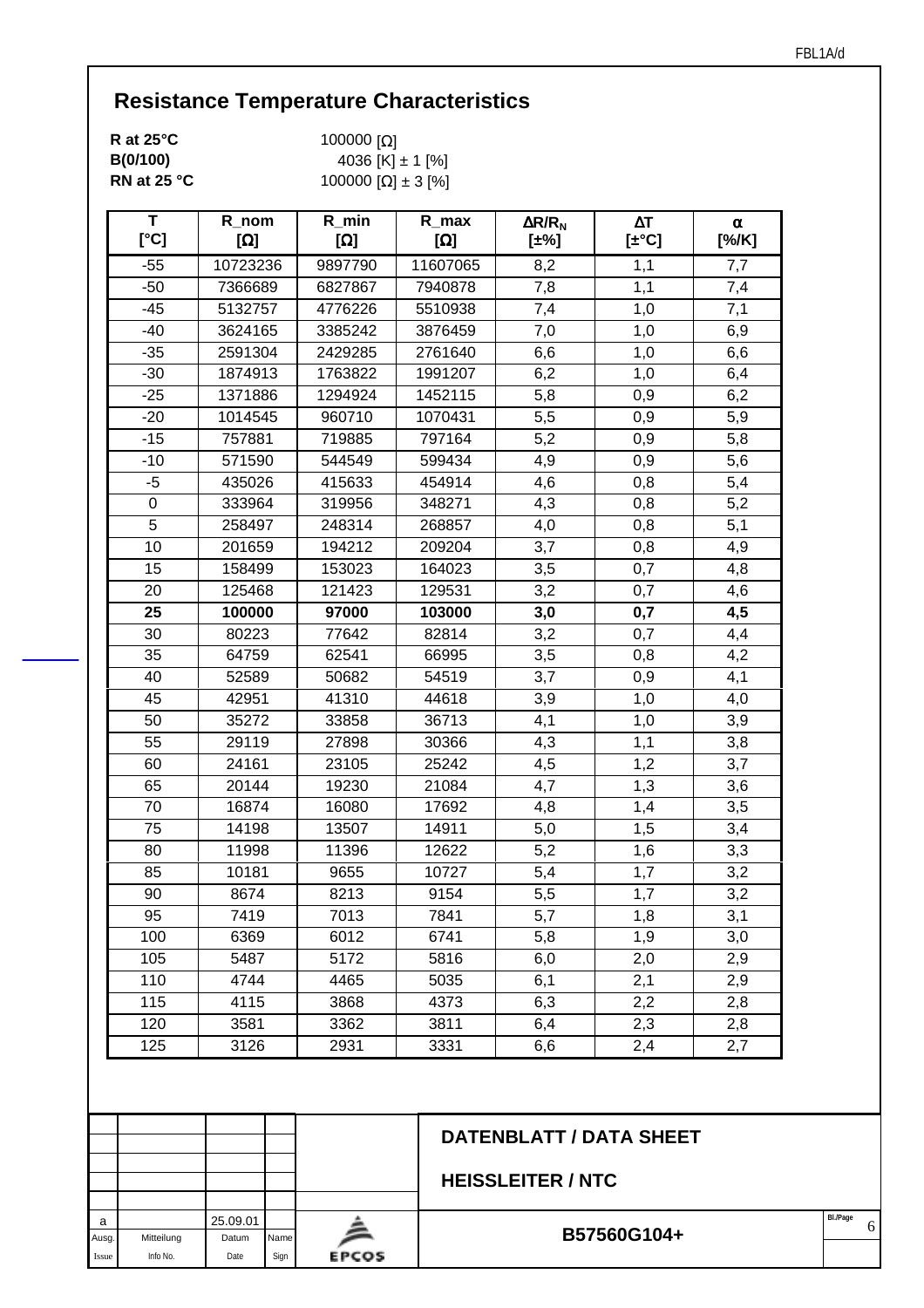## Resistance Temperature Characteristics

**R at 25°C** 100000 [Ω]
**B(0/100)** 4036 [K] ± 1 [%]
**RN at 25 °C** 100000 [Ω] ± 3 [%]

| T [°C] | R_nom [Ω] | R_min [Ω] | R_max [Ω] | $\Delta R/R_N$ [±%] | ΔT [±°C] | α [%/K] |
|---|---|---|---|---|---|---|
| -55 | 10723236 | 9897790 | 11607065 | 8,2 | 1,1 | 7,7 |
| -50 | 7366689 | 6827867 | 7940878 | 7,8 | 1,1 | 7,4 |
| -45 | 5132757 | 4776226 | 5510938 | 7,4 | 1,0 | 7,1 |
| -40 | 3624165 | 3385242 | 3876459 | 7,0 | 1,0 | 6,9 |
| -35 | 2591304 | 2429285 | 2761640 | 6,6 | 1,0 | 6,6 |
| -30 | 1874913 | 1763822 | 1991207 | 6,2 | 1,0 | 6,4 |
| -25 | 1371886 | 1294924 | 1452115 | 5,8 | 0,9 | 6,2 |
| -20 | 1014545 | 960710 | 1070431 | 5,5 | 0,9 | 5,9 |
| -15 | 757881 | 719885 | 797164 | 5,2 | 0,9 | 5,8 |
| -10 | 571590 | 544549 | 599434 | 4,9 | 0,9 | 5,6 |
| -5 | 435026 | 415633 | 454914 | 4,6 | 0,8 | 5,4 |
| 0 | 333964 | 319956 | 348271 | 4,3 | 0,8 | 5,2 |
| 5 | 258497 | 248314 | 268857 | 4,0 | 0,8 | 5,1 |
| 10 | 201659 | 194212 | 209204 | 3,7 | 0,8 | 4,9 |
| 15 | 158499 | 153023 | 164023 | 3,5 | 0,7 | 4,8 |
| 20 | 125468 | 121423 | 129531 | 3,2 | 0,7 | 4,6 |
| **25** | **100000** | **97000** | **103000** | **3,0** | **0,7** | **4,5** |
| 30 | 80223 | 77642 | 82814 | 3,2 | 0,7 | 4,4 |
| 35 | 64759 | 62541 | 66995 | 3,5 | 0,8 | 4,2 |
| 40 | 52589 | 50682 | 54519 | 3,7 | 0,9 | 4,1 |
| 45 | 42951 | 41310 | 44618 | 3,9 | 1,0 | 4,0 |
| 50 | 35272 | 33858 | 36713 | 4,1 | 1,0 | 3,9 |
| 55 | 29119 | 27898 | 30366 | 4,3 | 1,1 | 3,8 |
| 60 | 24161 | 23105 | 25242 | 4,5 | 1,2 | 3,7 |
| 65 | 20144 | 19230 | 21084 | 4,7 | 1,3 | 3,6 |
| 70 | 16874 | 16080 | 17692 | 4,8 | 1,4 | 3,5 |
| 75 | 14198 | 13507 | 14911 | 5,0 | 1,5 | 3,4 |
| 80 | 11998 | 11396 | 12622 | 5,2 | 1,6 | 3,3 |
| 85 | 10181 | 9655 | 10727 | 5,4 | 1,7 | 3,2 |
| 90 | 8674 | 8213 | 9154 | 5,5 | 1,7 | 3,2 |
| 95 | 7419 | 7013 | 7841 | 5,7 | 1,8 | 3,1 |
| 100 | 6369 | 6012 | 6741 | 5,8 | 1,9 | 3,0 |
| 105 | 5487 | 5172 | 5816 | 6,0 | 2,0 | 2,9 |
| 110 | 4744 | 4465 | 5035 | 6,1 | 2,1 | 2,9 |
| 115 | 4115 | 3868 | 4373 | 6,3 | 2,2 | 2,8 |
| 120 | 3581 | 3362 | 3811 | 6,4 | 2,3 | 2,8 |
| 125 | 3126 | 2931 | 3331 | 6,6 | 2,4 | 2,7 |

| Ausg. / Issue | Mitteilung / Info No. | Datum / Date | Name / Sign |
|---|---|---|---|
| a | | 25.09.01 | |

**DATENBLATT / DATA SHEET**

**HEISSLEITER / NTC**

EPCOS

**B57560G104+**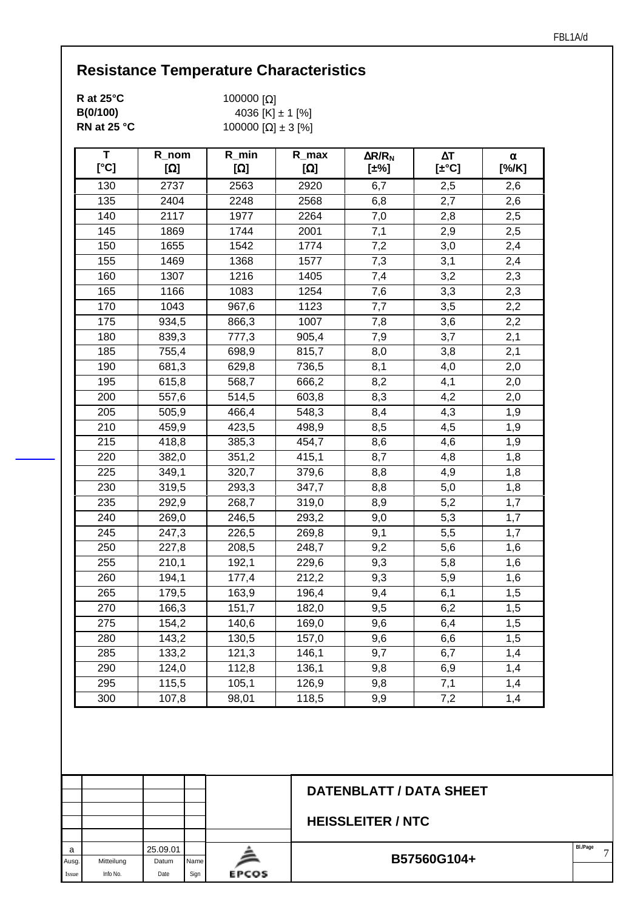# Resistance Temperature Characteristics

**R at 25°C** 100000 [Ω]
**B(0/100)** 4036 [K] ± 1 [%]
**RN at 25 °C** 100000 [Ω] ± 3 [%]

| T [°C] | R_nom [Ω] | R_min [Ω] | R_max [Ω] | $\Delta R/R_N$ [±%] | ΔT [±°C] | α [%/K] |
|---|---|---|---|---|---|---|
| 130 | 2737 | 2563 | 2920 | 6,7 | 2,5 | 2,6 |
| 135 | 2404 | 2248 | 2568 | 6,8 | 2,7 | 2,6 |
| 140 | 2117 | 1977 | 2264 | 7,0 | 2,8 | 2,5 |
| 145 | 1869 | 1744 | 2001 | 7,1 | 2,9 | 2,5 |
| 150 | 1655 | 1542 | 1774 | 7,2 | 3,0 | 2,4 |
| 155 | 1469 | 1368 | 1577 | 7,3 | 3,1 | 2,4 |
| 160 | 1307 | 1216 | 1405 | 7,4 | 3,2 | 2,3 |
| 165 | 1166 | 1083 | 1254 | 7,6 | 3,3 | 2,3 |
| 170 | 1043 | 967,6 | 1123 | 7,7 | 3,5 | 2,2 |
| 175 | 934,5 | 866,3 | 1007 | 7,8 | 3,6 | 2,2 |
| 180 | 839,3 | 777,3 | 905,4 | 7,9 | 3,7 | 2,1 |
| 185 | 755,4 | 698,9 | 815,7 | 8,0 | 3,8 | 2,1 |
| 190 | 681,3 | 629,8 | 736,5 | 8,1 | 4,0 | 2,0 |
| 195 | 615,8 | 568,7 | 666,2 | 8,2 | 4,1 | 2,0 |
| 200 | 557,6 | 514,5 | 603,8 | 8,3 | 4,2 | 2,0 |
| 205 | 505,9 | 466,4 | 548,3 | 8,4 | 4,3 | 1,9 |
| 210 | 459,9 | 423,5 | 498,9 | 8,5 | 4,5 | 1,9 |
| 215 | 418,8 | 385,3 | 454,7 | 8,6 | 4,6 | 1,9 |
| 220 | 382,0 | 351,2 | 415,1 | 8,7 | 4,8 | 1,8 |
| 225 | 349,1 | 320,7 | 379,6 | 8,8 | 4,9 | 1,8 |
| 230 | 319,5 | 293,3 | 347,7 | 8,8 | 5,0 | 1,8 |
| 235 | 292,9 | 268,7 | 319,0 | 8,9 | 5,2 | 1,7 |
| 240 | 269,0 | 246,5 | 293,2 | 9,0 | 5,3 | 1,7 |
| 245 | 247,3 | 226,5 | 269,8 | 9,1 | 5,5 | 1,7 |
| 250 | 227,8 | 208,5 | 248,7 | 9,2 | 5,6 | 1,6 |
| 255 | 210,1 | 192,1 | 229,6 | 9,3 | 5,8 | 1,6 |
| 260 | 194,1 | 177,4 | 212,2 | 9,3 | 5,9 | 1,6 |
| 265 | 179,5 | 163,9 | 196,4 | 9,4 | 6,1 | 1,5 |
| 270 | 166,3 | 151,7 | 182,0 | 9,5 | 6,2 | 1,5 |
| 275 | 154,2 | 140,6 | 169,0 | 9,6 | 6,4 | 1,5 |
| 280 | 143,2 | 130,5 | 157,0 | 9,6 | 6,6 | 1,5 |
| 285 | 133,2 | 121,3 | 146,1 | 9,7 | 6,7 | 1,4 |
| 290 | 124,0 | 112,8 | 136,1 | 9,8 | 6,9 | 1,4 |
| 295 | 115,5 | 105,1 | 126,9 | 9,8 | 7,1 | 1,4 |
| 300 | 107,8 | 98,01 | 118,5 | 9,9 | 7,2 | 1,4 |

| Ausg. / Issue | Mitteilung / Info No. | Datum / Date | Name / Sign |
|---|---|---|---|
| a | | 25.09.01 | |

EPCOS

**DATENBLATT / DATA SHEET**

**HEISSLEITER / NTC**

**B57560G104+**